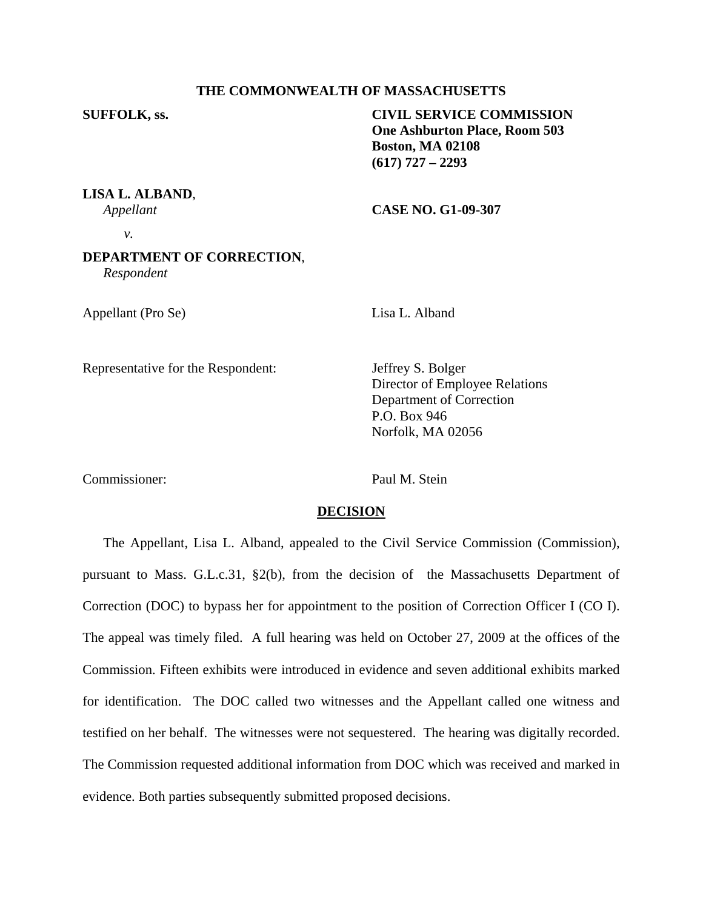**THE COMMONWEALTH OF MASSACHUSETTS**

**SUFFOLK, ss.**

**CIVIL SERVICE COMMISSION**
**One Ashburton Place, Room 503**
**Boston, MA 02108**
**(617) 727 – 2293**

**LISA L. ALBAND**,
*Appellant*

*v.*

**DEPARTMENT OF CORRECTION**,
*Respondent*

**CASE NO. G1-09-307**

Appellant (Pro Se) Lisa L. Alband

Representative for the Respondent: Jeffrey S. Bolger
Director of Employee Relations
Department of Correction
P.O. Box 946
Norfolk, MA 02056

Commissioner: Paul M. Stein

## DECISION

The Appellant, Lisa L. Alband, appealed to the Civil Service Commission (Commission), pursuant to Mass. G.L.c.31, §2(b), from the decision of the Massachusetts Department of Correction (DOC) to bypass her for appointment to the position of Correction Officer I (CO I). The appeal was timely filed. A full hearing was held on October 27, 2009 at the offices of the Commission. Fifteen exhibits were introduced in evidence and seven additional exhibits marked for identification. The DOC called two witnesses and the Appellant called one witness and testified on her behalf. The witnesses were not sequestered. The hearing was digitally recorded. The Commission requested additional information from DOC which was received and marked in evidence. Both parties subsequently submitted proposed decisions.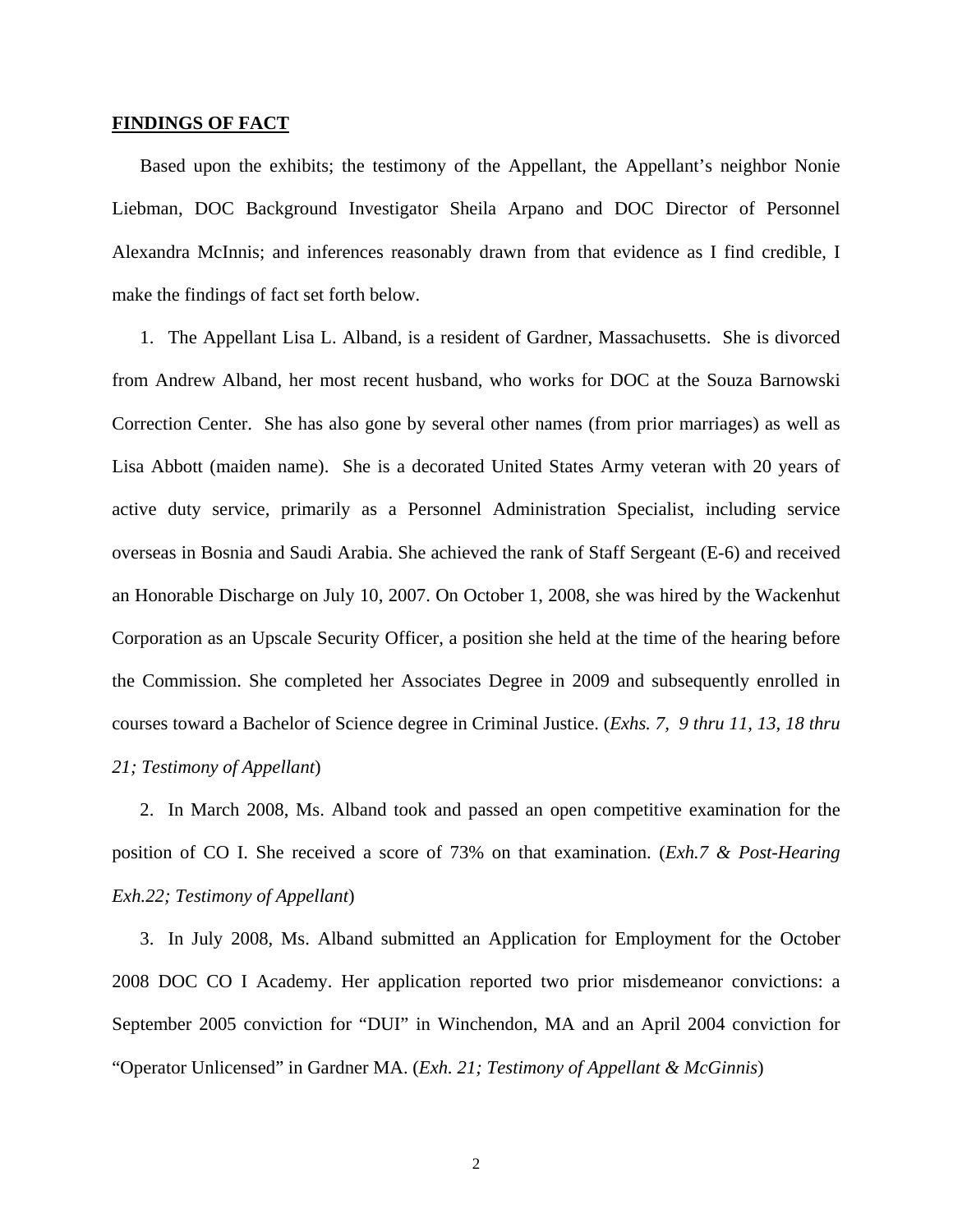**FINDINGS OF FACT**

Based upon the exhibits; the testimony of the Appellant, the Appellant's neighbor Nonie Liebman, DOC Background Investigator Sheila Arpano and DOC Director of Personnel Alexandra McInnis; and inferences reasonably drawn from that evidence as I find credible, I make the findings of fact set forth below.

1. The Appellant Lisa L. Alband, is a resident of Gardner, Massachusetts. She is divorced from Andrew Alband, her most recent husband, who works for DOC at the Souza Barnowski Correction Center. She has also gone by several other names (from prior marriages) as well as Lisa Abbott (maiden name). She is a decorated United States Army veteran with 20 years of active duty service, primarily as a Personnel Administration Specialist, including service overseas in Bosnia and Saudi Arabia. She achieved the rank of Staff Sergeant (E-6) and received an Honorable Discharge on July 10, 2007. On October 1, 2008, she was hired by the Wackenhut Corporation as an Upscale Security Officer, a position she held at the time of the hearing before the Commission. She completed her Associates Degree in 2009 and subsequently enrolled in courses toward a Bachelor of Science degree in Criminal Justice. (*Exhs. 7, 9 thru 11, 13, 18 thru 21; Testimony of Appellant*)

2. In March 2008, Ms. Alband took and passed an open competitive examination for the position of CO I. She received a score of 73% on that examination. (*Exh.7 & Post-Hearing Exh.22; Testimony of Appellant*)

3. In July 2008, Ms. Alband submitted an Application for Employment for the October 2008 DOC CO I Academy. Her application reported two prior misdemeanor convictions: a September 2005 conviction for "DUI" in Winchendon, MA and an April 2004 conviction for "Operator Unlicensed" in Gardner MA. (*Exh. 21; Testimony of Appellant & McGinnis*)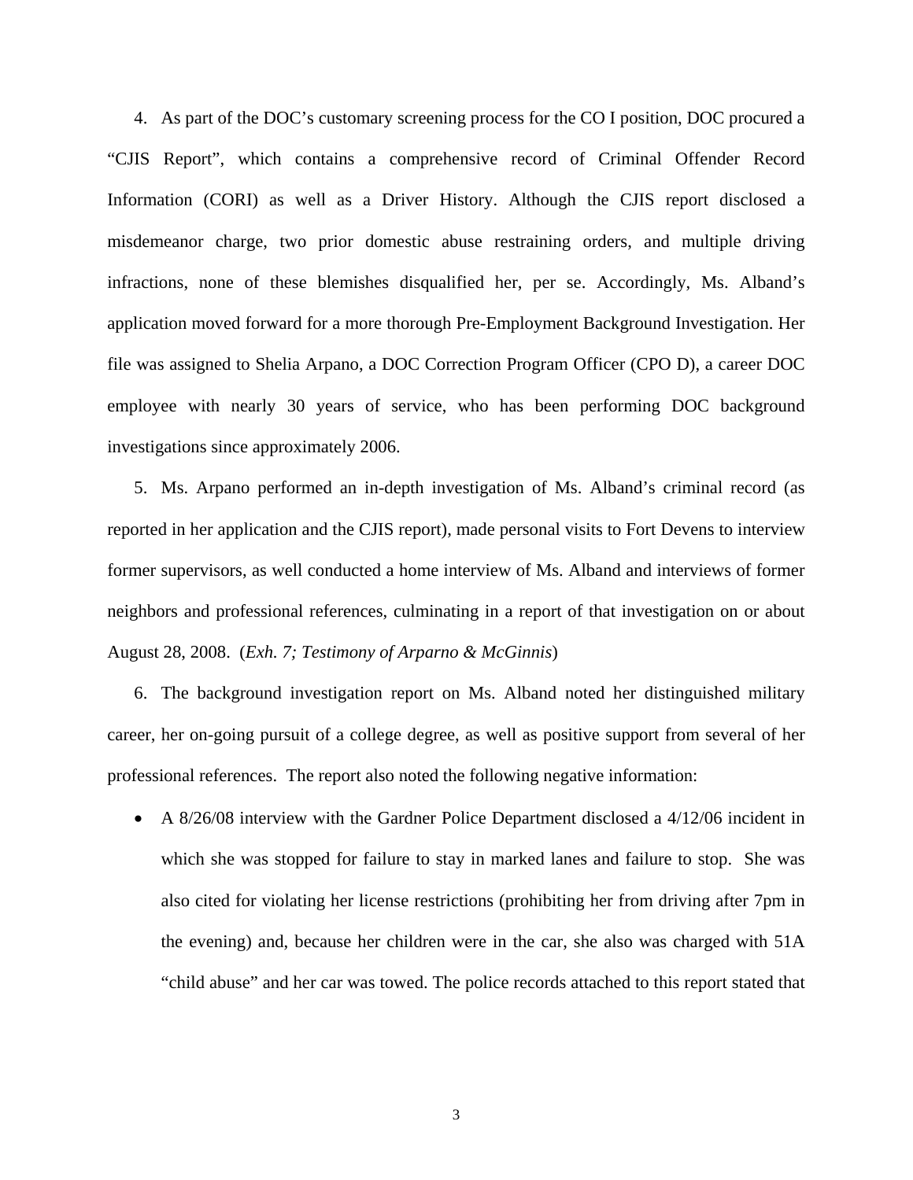4. As part of the DOC's customary screening process for the CO I position, DOC procured a "CJIS Report", which contains a comprehensive record of Criminal Offender Record Information (CORI) as well as a Driver History. Although the CJIS report disclosed a misdemeanor charge, two prior domestic abuse restraining orders, and multiple driving infractions, none of these blemishes disqualified her, per se. Accordingly, Ms. Alband's application moved forward for a more thorough Pre-Employment Background Investigation. Her file was assigned to Shelia Arpano, a DOC Correction Program Officer (CPO D), a career DOC employee with nearly 30 years of service, who has been performing DOC background investigations since approximately 2006.

5. Ms. Arpano performed an in-depth investigation of Ms. Alband's criminal record (as reported in her application and the CJIS report), made personal visits to Fort Devens to interview former supervisors, as well conducted a home interview of Ms. Alband and interviews of former neighbors and professional references, culminating in a report of that investigation on or about August 28, 2008. (*Exh. 7; Testimony of Arparno & McGinnis*)

6. The background investigation report on Ms. Alband noted her distinguished military career, her on-going pursuit of a college degree, as well as positive support from several of her professional references. The report also noted the following negative information:

- A 8/26/08 interview with the Gardner Police Department disclosed a 4/12/06 incident in which she was stopped for failure to stay in marked lanes and failure to stop. She was also cited for violating her license restrictions (prohibiting her from driving after 7pm in the evening) and, because her children were in the car, she also was charged with 51A "child abuse" and her car was towed. The police records attached to this report stated that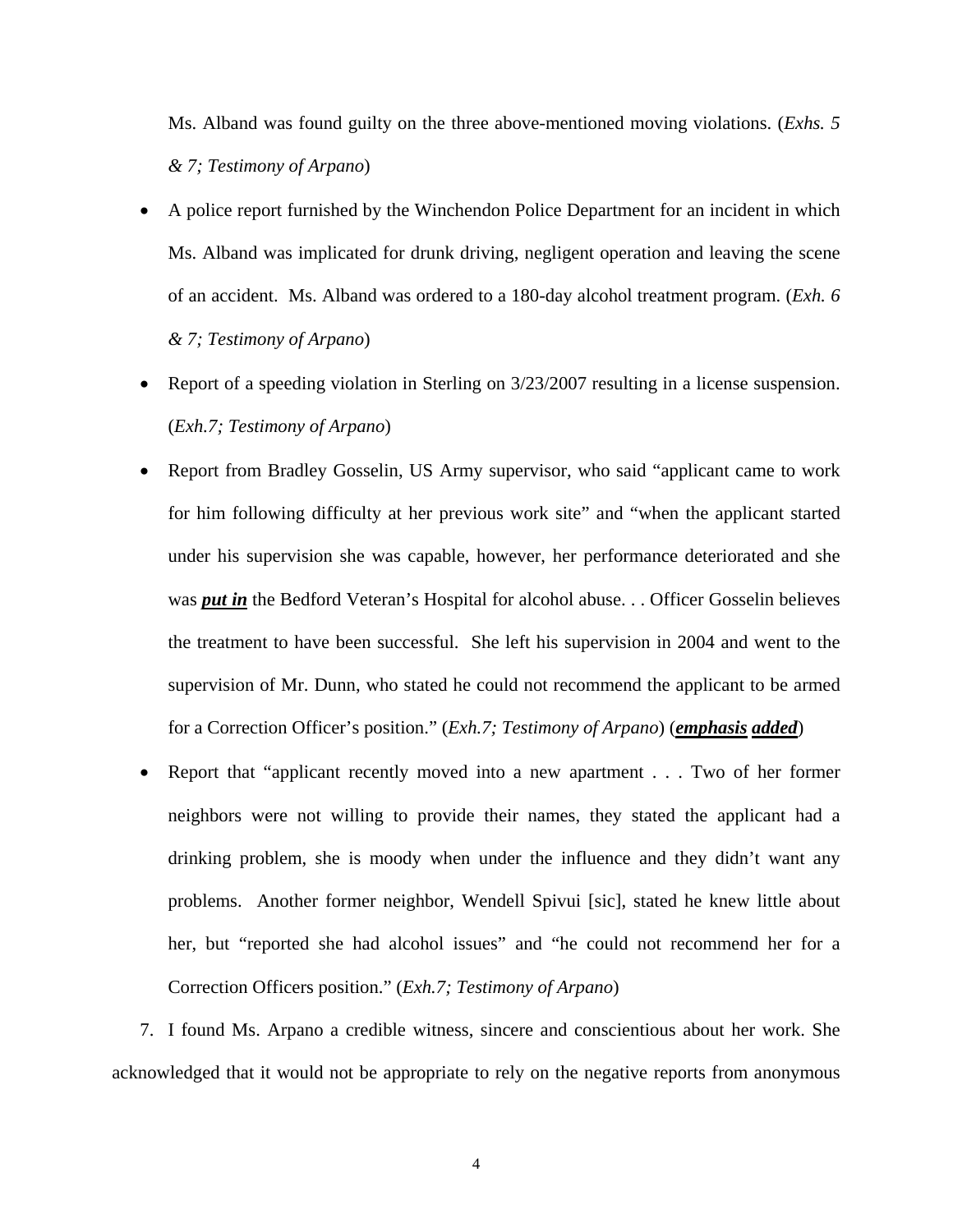Ms. Alband was found guilty on the three above-mentioned moving violations. (*Exhs. 5 & 7; Testimony of Arpano*)

- A police report furnished by the Winchendon Police Department for an incident in which Ms. Alband was implicated for drunk driving, negligent operation and leaving the scene of an accident. Ms. Alband was ordered to a 180-day alcohol treatment program. (*Exh. 6 & 7; Testimony of Arpano*)
- Report of a speeding violation in Sterling on 3/23/2007 resulting in a license suspension. (*Exh.7; Testimony of Arpano*)
- Report from Bradley Gosselin, US Army supervisor, who said "applicant came to work for him following difficulty at her previous work site" and "when the applicant started under his supervision she was capable, however, her performance deteriorated and she was ***put in*** the Bedford Veteran's Hospital for alcohol abuse. . . Officer Gosselin believes the treatment to have been successful. She left his supervision in 2004 and went to the supervision of Mr. Dunn, who stated he could not recommend the applicant to be armed for a Correction Officer's position." (*Exh.7; Testimony of Arpano*) (***emphasis added***)
- Report that "applicant recently moved into a new apartment . . . Two of her former neighbors were not willing to provide their names, they stated the applicant had a drinking problem, she is moody when under the influence and they didn't want any problems. Another former neighbor, Wendell Spivui [sic], stated he knew little about her, but "reported she had alcohol issues" and "he could not recommend her for a Correction Officers position." (*Exh.7; Testimony of Arpano*)

7. I found Ms. Arpano a credible witness, sincere and conscientious about her work. She acknowledged that it would not be appropriate to rely on the negative reports from anonymous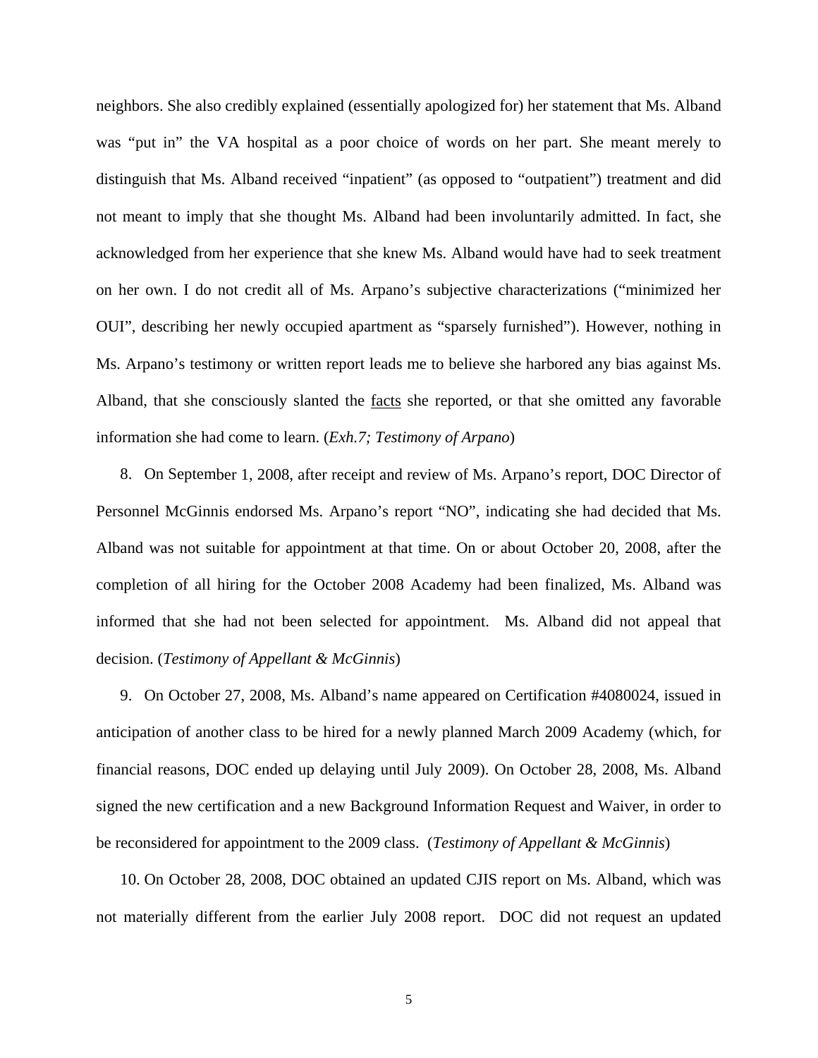neighbors. She also credibly explained (essentially apologized for) her statement that Ms. Alband was "put in" the VA hospital as a poor choice of words on her part. She meant merely to distinguish that Ms. Alband received "inpatient" (as opposed to "outpatient") treatment and did not meant to imply that she thought Ms. Alband had been involuntarily admitted. In fact, she acknowledged from her experience that she knew Ms. Alband would have had to seek treatment on her own. I do not credit all of Ms. Arpano's subjective characterizations ("minimized her OUI", describing her newly occupied apartment as "sparsely furnished"). However, nothing in Ms. Arpano's testimony or written report leads me to believe she harbored any bias against Ms. Alband, that she consciously slanted the facts she reported, or that she omitted any favorable information she had come to learn. (*Exh.7; Testimony of Arpano*)

8. On September 1, 2008, after receipt and review of Ms. Arpano's report, DOC Director of Personnel McGinnis endorsed Ms. Arpano's report "NO", indicating she had decided that Ms. Alband was not suitable for appointment at that time. On or about October 20, 2008, after the completion of all hiring for the October 2008 Academy had been finalized, Ms. Alband was informed that she had not been selected for appointment. Ms. Alband did not appeal that decision. (*Testimony of Appellant & McGinnis*)

9. On October 27, 2008, Ms. Alband's name appeared on Certification #4080024, issued in anticipation of another class to be hired for a newly planned March 2009 Academy (which, for financial reasons, DOC ended up delaying until July 2009). On October 28, 2008, Ms. Alband signed the new certification and a new Background Information Request and Waiver, in order to be reconsidered for appointment to the 2009 class. (*Testimony of Appellant & McGinnis*)

10. On October 28, 2008, DOC obtained an updated CJIS report on Ms. Alband, which was not materially different from the earlier July 2008 report. DOC did not request an updated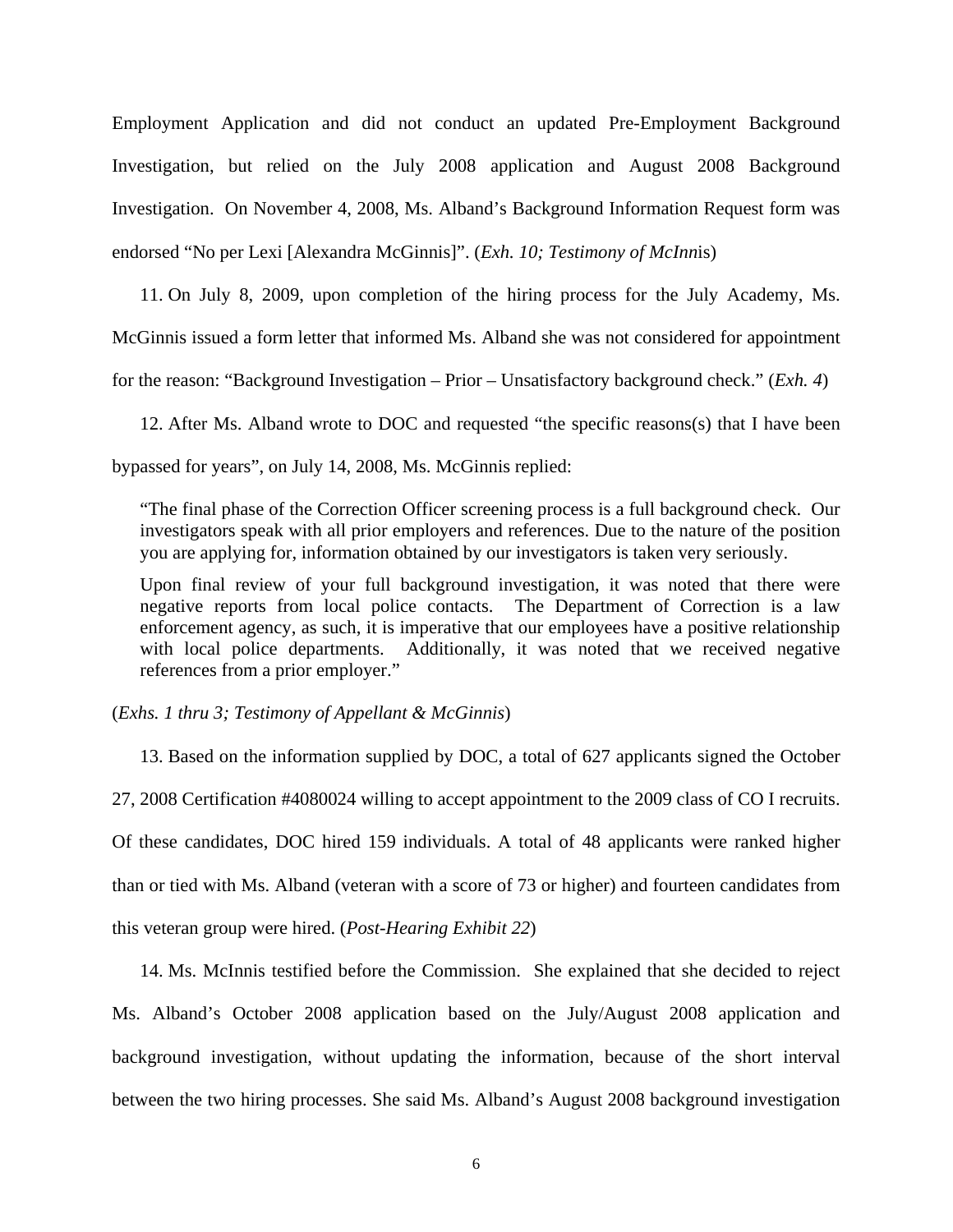Employment Application and did not conduct an updated Pre-Employment Background Investigation, but relied on the July 2008 application and August 2008 Background Investigation. On November 4, 2008, Ms. Alband's Background Information Request form was endorsed "No per Lexi [Alexandra McGinnis]". (*Exh. 10; Testimony of McInn*is)

11. On July 8, 2009, upon completion of the hiring process for the July Academy, Ms. McGinnis issued a form letter that informed Ms. Alband she was not considered for appointment for the reason: "Background Investigation – Prior – Unsatisfactory background check." (*Exh. 4*)

12. After Ms. Alband wrote to DOC and requested "the specific reasons(s) that I have been bypassed for years", on July 14, 2008, Ms. McGinnis replied:

> "The final phase of the Correction Officer screening process is a full background check. Our investigators speak with all prior employers and references. Due to the nature of the position you are applying for, information obtained by our investigators is taken very seriously.
>
> Upon final review of your full background investigation, it was noted that there were negative reports from local police contacts. The Department of Correction is a law enforcement agency, as such, it is imperative that our employees have a positive relationship with local police departments. Additionally, it was noted that we received negative references from a prior employer."

(*Exhs. 1 thru 3; Testimony of Appellant & McGinnis*)

13. Based on the information supplied by DOC, a total of 627 applicants signed the October 27, 2008 Certification #4080024 willing to accept appointment to the 2009 class of CO I recruits. Of these candidates, DOC hired 159 individuals. A total of 48 applicants were ranked higher than or tied with Ms. Alband (veteran with a score of 73 or higher) and fourteen candidates from this veteran group were hired. (*Post-Hearing Exhibit 22*)

14. Ms. McInnis testified before the Commission. She explained that she decided to reject Ms. Alband's October 2008 application based on the July/August 2008 application and background investigation, without updating the information, because of the short interval between the two hiring processes. She said Ms. Alband's August 2008 background investigation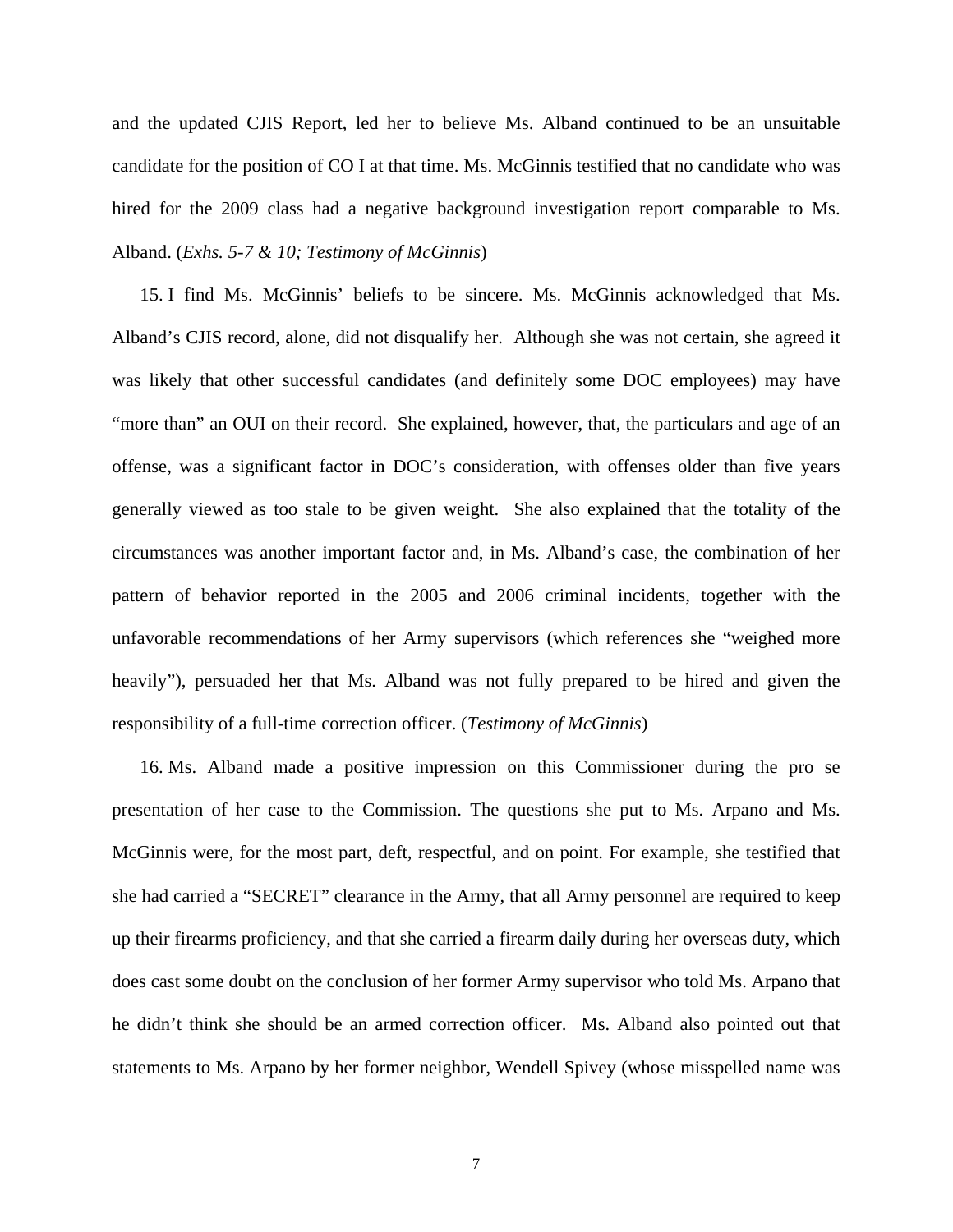and the updated CJIS Report, led her to believe Ms. Alband continued to be an unsuitable candidate for the position of CO I at that time. Ms. McGinnis testified that no candidate who was hired for the 2009 class had a negative background investigation report comparable to Ms. Alband. (*Exhs. 5-7 & 10; Testimony of McGinnis*)

15. I find Ms. McGinnis' beliefs to be sincere. Ms. McGinnis acknowledged that Ms. Alband's CJIS record, alone, did not disqualify her. Although she was not certain, she agreed it was likely that other successful candidates (and definitely some DOC employees) may have "more than" an OUI on their record. She explained, however, that, the particulars and age of an offense, was a significant factor in DOC's consideration, with offenses older than five years generally viewed as too stale to be given weight. She also explained that the totality of the circumstances was another important factor and, in Ms. Alband's case, the combination of her pattern of behavior reported in the 2005 and 2006 criminal incidents, together with the unfavorable recommendations of her Army supervisors (which references she "weighed more heavily"), persuaded her that Ms. Alband was not fully prepared to be hired and given the responsibility of a full-time correction officer. (*Testimony of McGinnis*)

16. Ms. Alband made a positive impression on this Commissioner during the pro se presentation of her case to the Commission. The questions she put to Ms. Arpano and Ms. McGinnis were, for the most part, deft, respectful, and on point. For example, she testified that she had carried a "SECRET" clearance in the Army, that all Army personnel are required to keep up their firearms proficiency, and that she carried a firearm daily during her overseas duty, which does cast some doubt on the conclusion of her former Army supervisor who told Ms. Arpano that he didn't think she should be an armed correction officer. Ms. Alband also pointed out that statements to Ms. Arpano by her former neighbor, Wendell Spivey (whose misspelled name was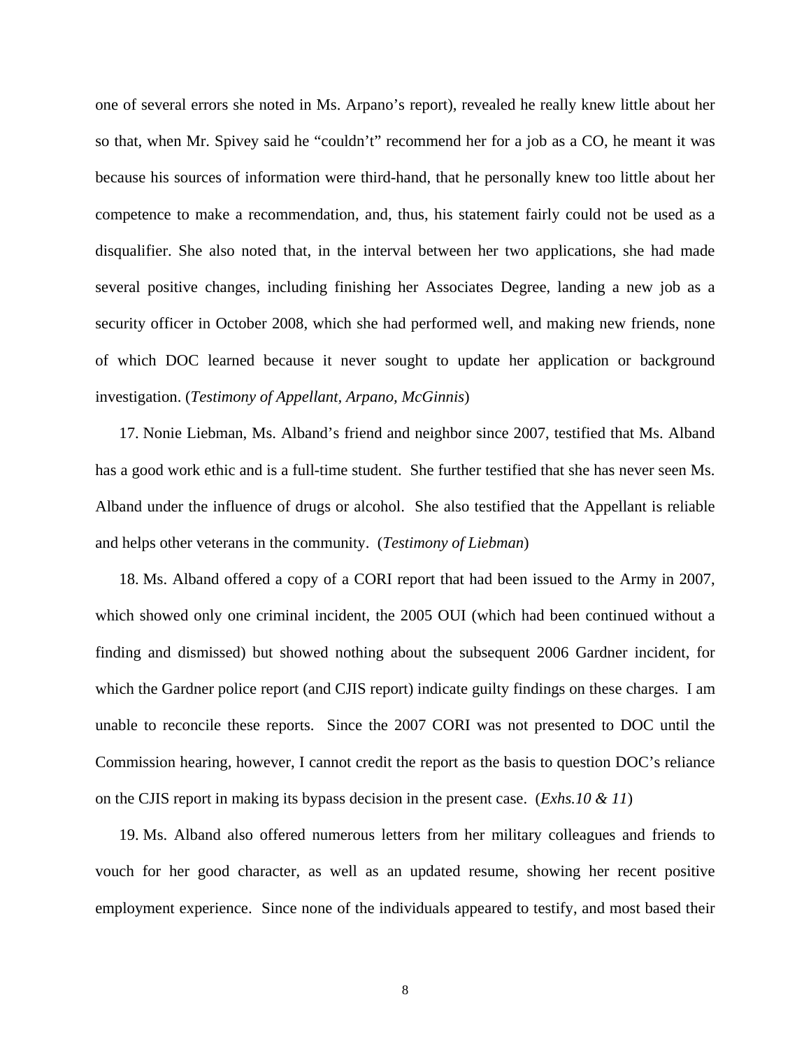one of several errors she noted in Ms. Arpano's report), revealed he really knew little about her so that, when Mr. Spivey said he "couldn't" recommend her for a job as a CO, he meant it was because his sources of information were third-hand, that he personally knew too little about her competence to make a recommendation, and, thus, his statement fairly could not be used as a disqualifier. She also noted that, in the interval between her two applications, she had made several positive changes, including finishing her Associates Degree, landing a new job as a security officer in October 2008, which she had performed well, and making new friends, none of which DOC learned because it never sought to update her application or background investigation. (*Testimony of Appellant, Arpano, McGinnis*)

17. Nonie Liebman, Ms. Alband's friend and neighbor since 2007, testified that Ms. Alband has a good work ethic and is a full-time student. She further testified that she has never seen Ms. Alband under the influence of drugs or alcohol. She also testified that the Appellant is reliable and helps other veterans in the community. (*Testimony of Liebman*)

18. Ms. Alband offered a copy of a CORI report that had been issued to the Army in 2007, which showed only one criminal incident, the 2005 OUI (which had been continued without a finding and dismissed) but showed nothing about the subsequent 2006 Gardner incident, for which the Gardner police report (and CJIS report) indicate guilty findings on these charges. I am unable to reconcile these reports. Since the 2007 CORI was not presented to DOC until the Commission hearing, however, I cannot credit the report as the basis to question DOC's reliance on the CJIS report in making its bypass decision in the present case. (*Exhs.10 & 11*)

19. Ms. Alband also offered numerous letters from her military colleagues and friends to vouch for her good character, as well as an updated resume, showing her recent positive employment experience. Since none of the individuals appeared to testify, and most based their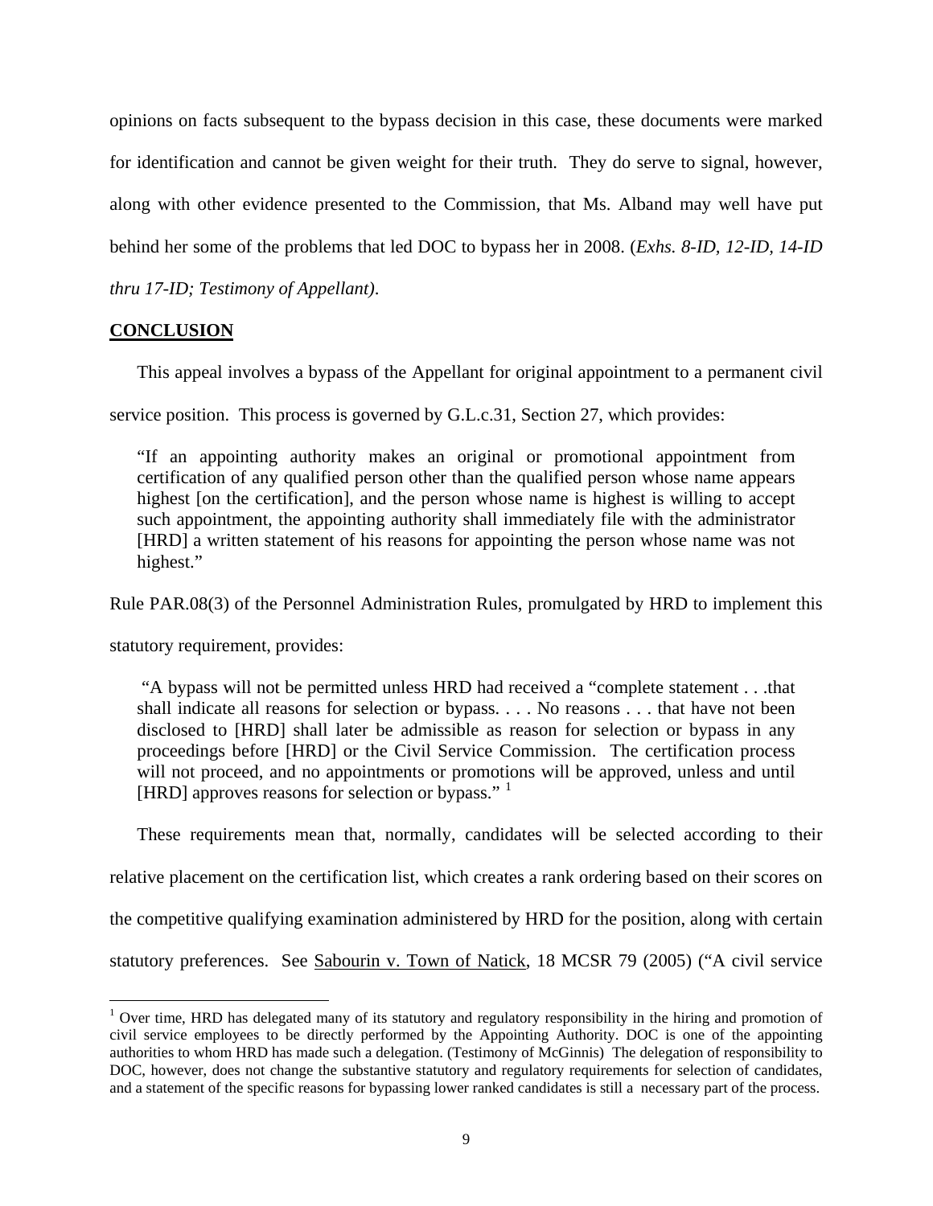opinions on facts subsequent to the bypass decision in this case, these documents were marked for identification and cannot be given weight for their truth. They do serve to signal, however, along with other evidence presented to the Commission, that Ms. Alband may well have put behind her some of the problems that led DOC to bypass her in 2008. (*Exhs. 8-ID, 12-ID, 14-ID thru 17-ID; Testimony of Appellant)*.

## **CONCLUSION**

This appeal involves a bypass of the Appellant for original appointment to a permanent civil service position. This process is governed by G.L.c.31, Section 27, which provides:

> "If an appointing authority makes an original or promotional appointment from certification of any qualified person other than the qualified person whose name appears highest [on the certification], and the person whose name is highest is willing to accept such appointment, the appointing authority shall immediately file with the administrator [HRD] a written statement of his reasons for appointing the person whose name was not highest."

Rule PAR.08(3) of the Personnel Administration Rules, promulgated by HRD to implement this statutory requirement, provides:

> "A bypass will not be permitted unless HRD had received a "complete statement . . .that shall indicate all reasons for selection or bypass. . . . No reasons . . . that have not been disclosed to [HRD] shall later be admissible as reason for selection or bypass in any proceedings before [HRD] or the Civil Service Commission. The certification process will not proceed, and no appointments or promotions will be approved, unless and until [HRD] approves reasons for selection or bypass." [1]

These requirements mean that, normally, candidates will be selected according to their relative placement on the certification list, which creates a rank ordering based on their scores on the competitive qualifying examination administered by HRD for the position, along with certain statutory preferences. See Sabourin v. Town of Natick, 18 MCSR 79 (2005) ("A civil service

[1] Over time, HRD has delegated many of its statutory and regulatory responsibility in the hiring and promotion of civil service employees to be directly performed by the Appointing Authority. DOC is one of the appointing authorities to whom HRD has made such a delegation. (Testimony of McGinnis) The delegation of responsibility to DOC, however, does not change the substantive statutory and regulatory requirements for selection of candidates, and a statement of the specific reasons for bypassing lower ranked candidates is still a necessary part of the process.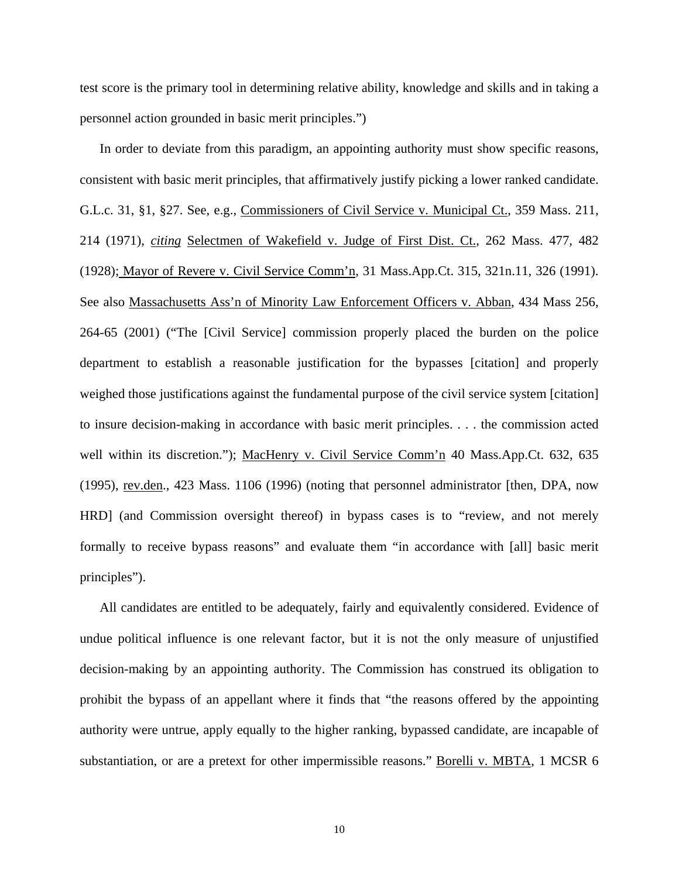test score is the primary tool in determining relative ability, knowledge and skills and in taking a personnel action grounded in basic merit principles.")

In order to deviate from this paradigm, an appointing authority must show specific reasons, consistent with basic merit principles, that affirmatively justify picking a lower ranked candidate. G.L.c. 31, §1, §27. See, e.g., Commissioners of Civil Service v. Municipal Ct., 359 Mass. 211, 214 (1971), *citing* Selectmen of Wakefield v. Judge of First Dist. Ct., 262 Mass. 477, 482 (1928); Mayor of Revere v. Civil Service Comm'n, 31 Mass.App.Ct. 315, 321n.11, 326 (1991). See also Massachusetts Ass'n of Minority Law Enforcement Officers v. Abban, 434 Mass 256, 264-65 (2001) ("The [Civil Service] commission properly placed the burden on the police department to establish a reasonable justification for the bypasses [citation] and properly weighed those justifications against the fundamental purpose of the civil service system [citation] to insure decision-making in accordance with basic merit principles. . . . the commission acted well within its discretion."); MacHenry v. Civil Service Comm'n 40 Mass.App.Ct. 632, 635 (1995), rev.den., 423 Mass. 1106 (1996) (noting that personnel administrator [then, DPA, now HRD] (and Commission oversight thereof) in bypass cases is to "review, and not merely formally to receive bypass reasons" and evaluate them "in accordance with [all] basic merit principles").

All candidates are entitled to be adequately, fairly and equivalently considered. Evidence of undue political influence is one relevant factor, but it is not the only measure of unjustified decision-making by an appointing authority. The Commission has construed its obligation to prohibit the bypass of an appellant where it finds that "the reasons offered by the appointing authority were untrue, apply equally to the higher ranking, bypassed candidate, are incapable of substantiation, or are a pretext for other impermissible reasons." Borelli v. MBTA, 1 MCSR 6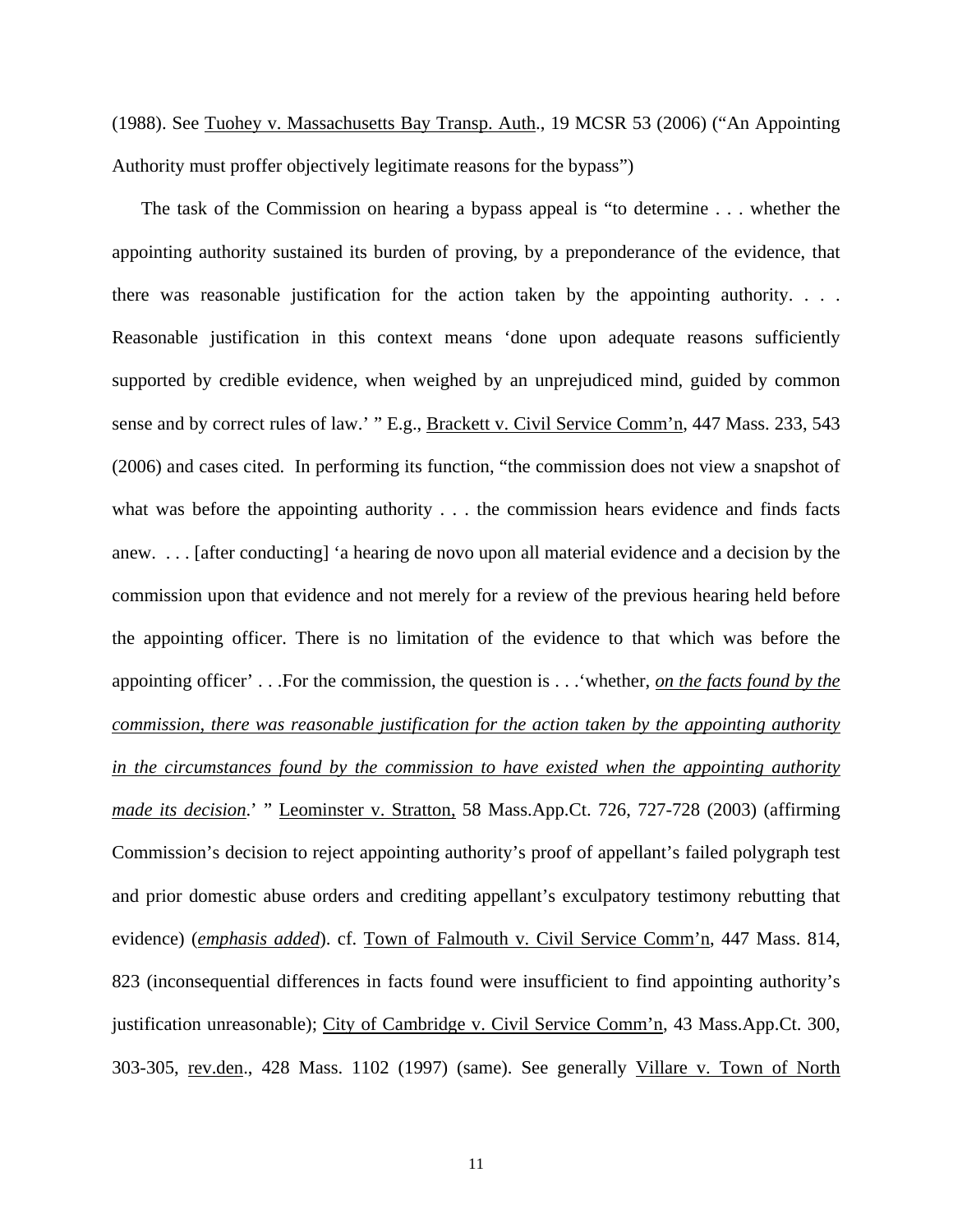(1988). See Tuohey v. Massachusetts Bay Transp. Auth., 19 MCSR 53 (2006) ("An Appointing Authority must proffer objectively legitimate reasons for the bypass")

The task of the Commission on hearing a bypass appeal is "to determine . . . whether the appointing authority sustained its burden of proving, by a preponderance of the evidence, that there was reasonable justification for the action taken by the appointing authority. . . . Reasonable justification in this context means 'done upon adequate reasons sufficiently supported by credible evidence, when weighed by an unprejudiced mind, guided by common sense and by correct rules of law.' " E.g., Brackett v. Civil Service Comm'n, 447 Mass. 233, 543 (2006) and cases cited. In performing its function, "the commission does not view a snapshot of what was before the appointing authority . . . the commission hears evidence and finds facts anew. . . . [after conducting] 'a hearing de novo upon all material evidence and a decision by the commission upon that evidence and not merely for a review of the previous hearing held before the appointing officer. There is no limitation of the evidence to that which was before the appointing officer' . . .For the commission, the question is . . .'whether, *on the facts found by the commission, there was reasonable justification for the action taken by the appointing authority in the circumstances found by the commission to have existed when the appointing authority made its decision*.' " Leominster v. Stratton, 58 Mass.App.Ct. 726, 727-728 (2003) (affirming Commission's decision to reject appointing authority's proof of appellant's failed polygraph test and prior domestic abuse orders and crediting appellant's exculpatory testimony rebutting that evidence) (*emphasis added*). cf. Town of Falmouth v. Civil Service Comm'n, 447 Mass. 814, 823 (inconsequential differences in facts found were insufficient to find appointing authority's justification unreasonable); City of Cambridge v. Civil Service Comm'n, 43 Mass.App.Ct. 300, 303-305, rev.den., 428 Mass. 1102 (1997) (same). See generally Villare v. Town of North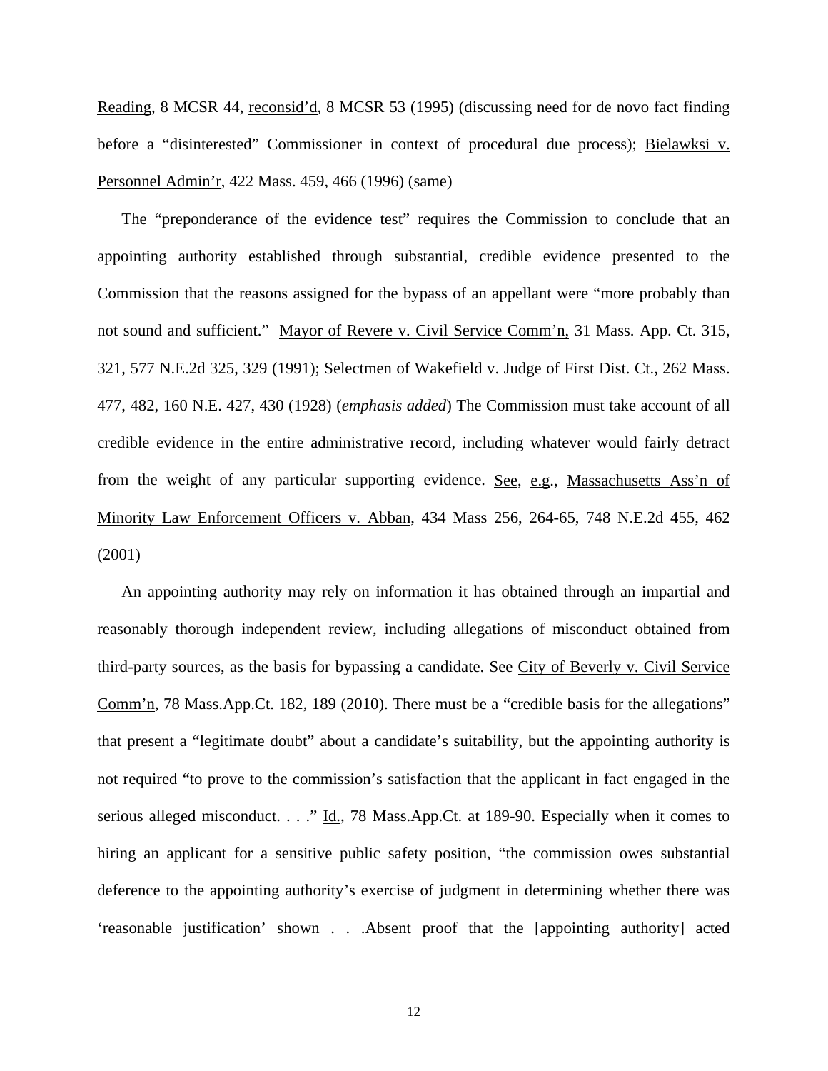Reading, 8 MCSR 44, reconsid'd, 8 MCSR 53 (1995) (discussing need for de novo fact finding before a "disinterested" Commissioner in context of procedural due process); Bielawksi v. Personnel Admin'r, 422 Mass. 459, 466 (1996) (same)

The "preponderance of the evidence test" requires the Commission to conclude that an appointing authority established through substantial, credible evidence presented to the Commission that the reasons assigned for the bypass of an appellant were "more probably than not sound and sufficient." Mayor of Revere v. Civil Service Comm'n, 31 Mass. App. Ct. 315, 321, 577 N.E.2d 325, 329 (1991); Selectmen of Wakefield v. Judge of First Dist. Ct., 262 Mass. 477, 482, 160 N.E. 427, 430 (1928) (*emphasis added*) The Commission must take account of all credible evidence in the entire administrative record, including whatever would fairly detract from the weight of any particular supporting evidence. See, e.g., Massachusetts Ass'n of Minority Law Enforcement Officers v. Abban, 434 Mass 256, 264-65, 748 N.E.2d 455, 462 (2001)

An appointing authority may rely on information it has obtained through an impartial and reasonably thorough independent review, including allegations of misconduct obtained from third-party sources, as the basis for bypassing a candidate. See City of Beverly v. Civil Service Comm'n, 78 Mass.App.Ct. 182, 189 (2010). There must be a "credible basis for the allegations" that present a "legitimate doubt" about a candidate's suitability, but the appointing authority is not required "to prove to the commission's satisfaction that the applicant in fact engaged in the serious alleged misconduct. . . ." Id., 78 Mass.App.Ct. at 189-90. Especially when it comes to hiring an applicant for a sensitive public safety position, "the commission owes substantial deference to the appointing authority's exercise of judgment in determining whether there was 'reasonable justification' shown . . .Absent proof that the [appointing authority] acted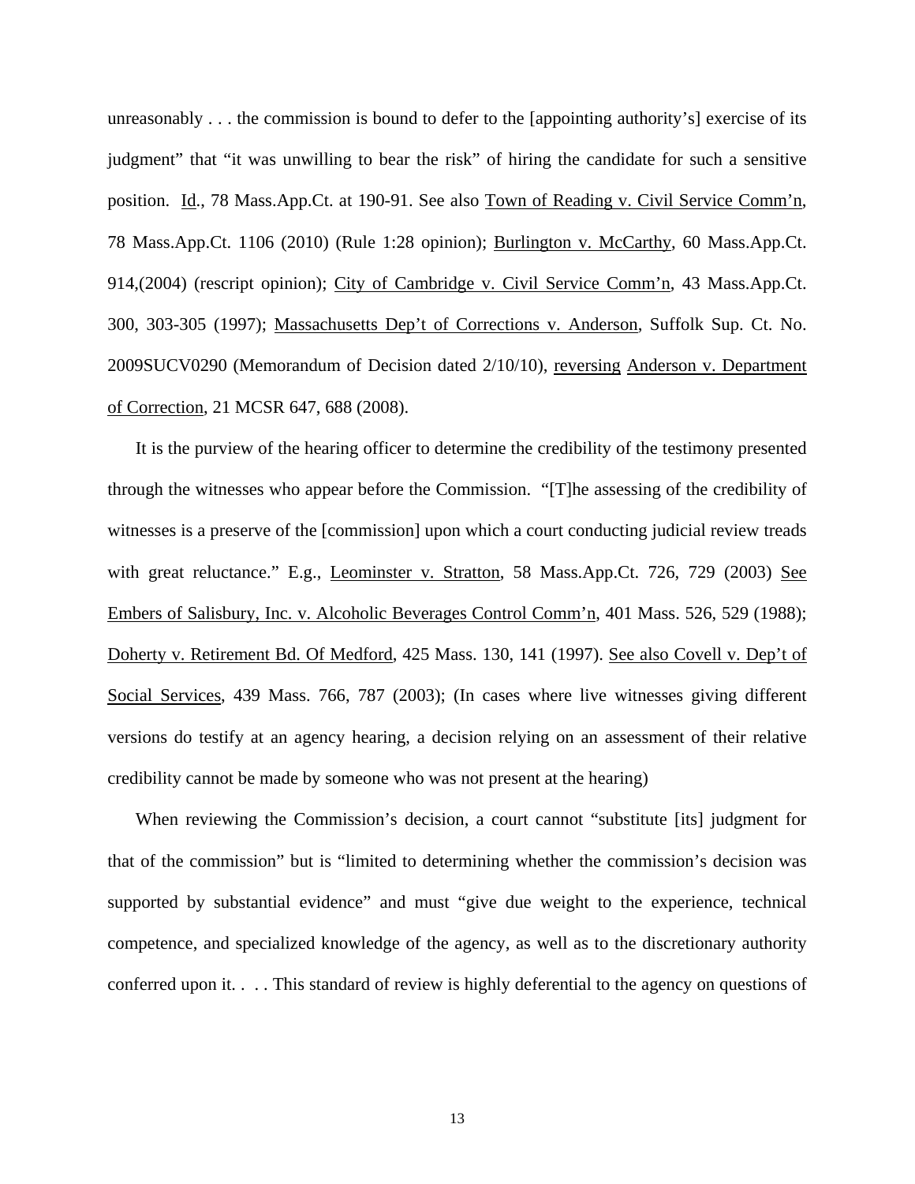unreasonably . . . the commission is bound to defer to the [appointing authority's] exercise of its judgment" that "it was unwilling to bear the risk" of hiring the candidate for such a sensitive position. Id., 78 Mass.App.Ct. at 190-91. See also Town of Reading v. Civil Service Comm'n, 78 Mass.App.Ct. 1106 (2010) (Rule 1:28 opinion); Burlington v. McCarthy, 60 Mass.App.Ct. 914,(2004) (rescript opinion); City of Cambridge v. Civil Service Comm'n, 43 Mass.App.Ct. 300, 303-305 (1997); Massachusetts Dep't of Corrections v. Anderson, Suffolk Sup. Ct. No. 2009SUCV0290 (Memorandum of Decision dated 2/10/10), reversing Anderson v. Department of Correction, 21 MCSR 647, 688 (2008).

It is the purview of the hearing officer to determine the credibility of the testimony presented through the witnesses who appear before the Commission. "[T]he assessing of the credibility of witnesses is a preserve of the [commission] upon which a court conducting judicial review treads with great reluctance." E.g., Leominster v. Stratton, 58 Mass.App.Ct. 726, 729 (2003) See Embers of Salisbury, Inc. v. Alcoholic Beverages Control Comm'n, 401 Mass. 526, 529 (1988); Doherty v. Retirement Bd. Of Medford, 425 Mass. 130, 141 (1997). See also Covell v. Dep't of Social Services, 439 Mass. 766, 787 (2003); (In cases where live witnesses giving different versions do testify at an agency hearing, a decision relying on an assessment of their relative credibility cannot be made by someone who was not present at the hearing)

When reviewing the Commission's decision, a court cannot "substitute [its] judgment for that of the commission" but is "limited to determining whether the commission's decision was supported by substantial evidence" and must "give due weight to the experience, technical competence, and specialized knowledge of the agency, as well as to the discretionary authority conferred upon it. . . . This standard of review is highly deferential to the agency on questions of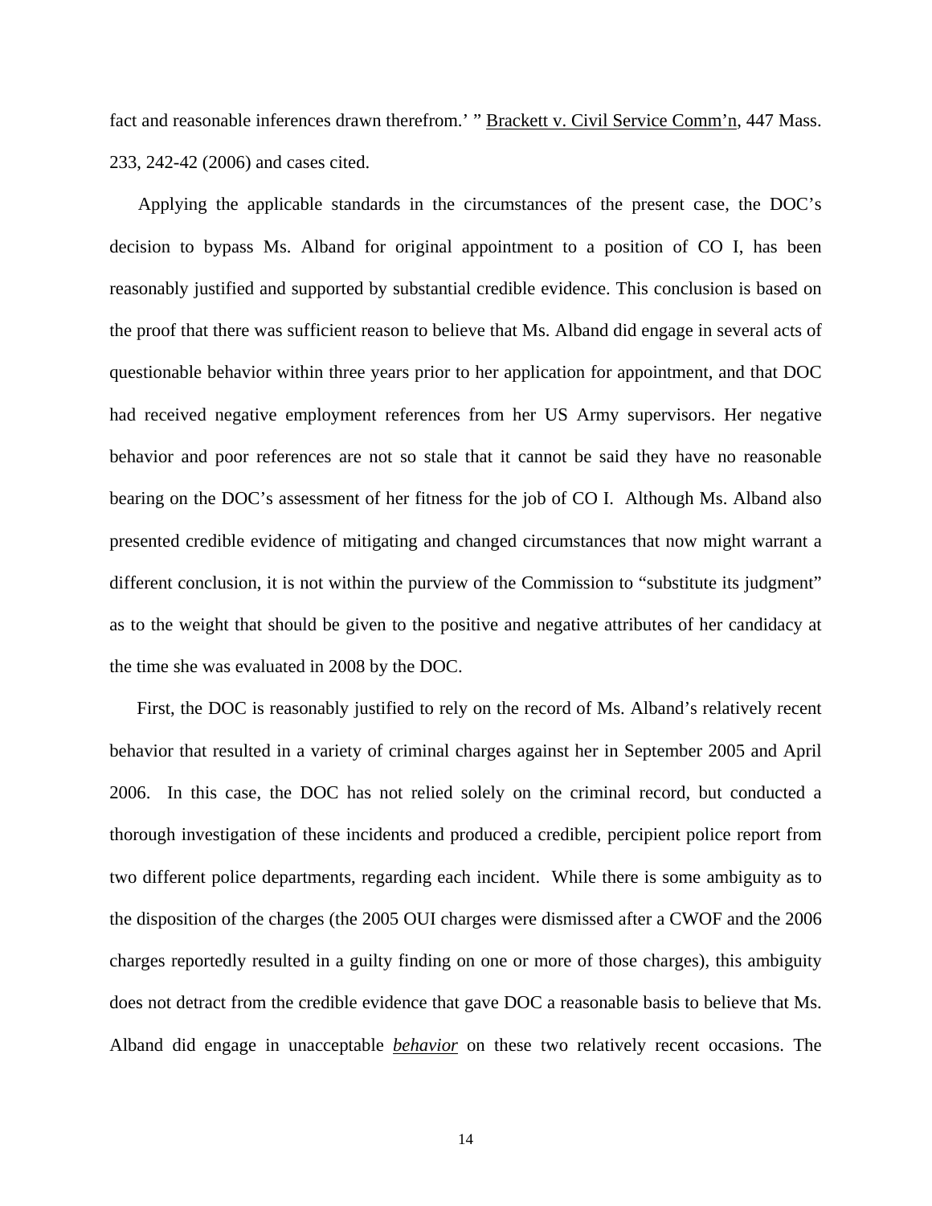fact and reasonable inferences drawn therefrom.' " Brackett v. Civil Service Comm'n, 447 Mass. 233, 242-42 (2006) and cases cited.

Applying the applicable standards in the circumstances of the present case, the DOC's decision to bypass Ms. Alband for original appointment to a position of CO I, has been reasonably justified and supported by substantial credible evidence. This conclusion is based on the proof that there was sufficient reason to believe that Ms. Alband did engage in several acts of questionable behavior within three years prior to her application for appointment, and that DOC had received negative employment references from her US Army supervisors. Her negative behavior and poor references are not so stale that it cannot be said they have no reasonable bearing on the DOC's assessment of her fitness for the job of CO I. Although Ms. Alband also presented credible evidence of mitigating and changed circumstances that now might warrant a different conclusion, it is not within the purview of the Commission to "substitute its judgment" as to the weight that should be given to the positive and negative attributes of her candidacy at the time she was evaluated in 2008 by the DOC.

First, the DOC is reasonably justified to rely on the record of Ms. Alband's relatively recent behavior that resulted in a variety of criminal charges against her in September 2005 and April 2006. In this case, the DOC has not relied solely on the criminal record, but conducted a thorough investigation of these incidents and produced a credible, percipient police report from two different police departments, regarding each incident. While there is some ambiguity as to the disposition of the charges (the 2005 OUI charges were dismissed after a CWOF and the 2006 charges reportedly resulted in a guilty finding on one or more of those charges), this ambiguity does not detract from the credible evidence that gave DOC a reasonable basis to believe that Ms. Alband did engage in unacceptable ***behavior*** on these two relatively recent occasions. The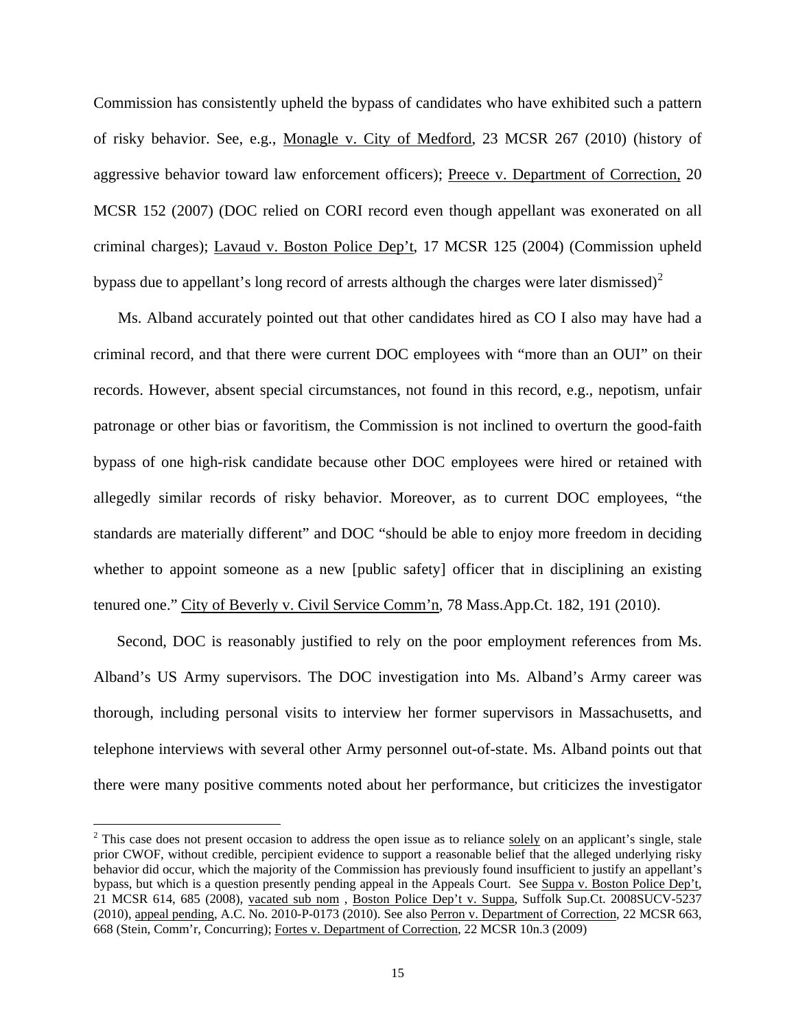Commission has consistently upheld the bypass of candidates who have exhibited such a pattern of risky behavior. See, e.g., Monagle v. City of Medford, 23 MCSR 267 (2010) (history of aggressive behavior toward law enforcement officers); Preece v. Department of Correction, 20 MCSR 152 (2007) (DOC relied on CORI record even though appellant was exonerated on all criminal charges); Lavaud v. Boston Police Dep't, 17 MCSR 125 (2004) (Commission upheld bypass due to appellant's long record of arrests although the charges were later dismissed)[2]

Ms. Alband accurately pointed out that other candidates hired as CO I also may have had a criminal record, and that there were current DOC employees with "more than an OUI" on their records. However, absent special circumstances, not found in this record, e.g., nepotism, unfair patronage or other bias or favoritism, the Commission is not inclined to overturn the good-faith bypass of one high-risk candidate because other DOC employees were hired or retained with allegedly similar records of risky behavior. Moreover, as to current DOC employees, "the standards are materially different" and DOC "should be able to enjoy more freedom in deciding whether to appoint someone as a new [public safety] officer that in disciplining an existing tenured one." City of Beverly v. Civil Service Comm'n, 78 Mass.App.Ct. 182, 191 (2010).

Second, DOC is reasonably justified to rely on the poor employment references from Ms. Alband's US Army supervisors. The DOC investigation into Ms. Alband's Army career was thorough, including personal visits to interview her former supervisors in Massachusetts, and telephone interviews with several other Army personnel out-of-state. Ms. Alband points out that there were many positive comments noted about her performance, but criticizes the investigator

---

[2] This case does not present occasion to address the open issue as to reliance solely on an applicant's single, stale prior CWOF, without credible, percipient evidence to support a reasonable belief that the alleged underlying risky behavior did occur, which the majority of the Commission has previously found insufficient to justify an appellant's bypass, but which is a question presently pending appeal in the Appeals Court. See Suppa v. Boston Police Dep't, 21 MCSR 614, 685 (2008), vacated sub nom , Boston Police Dep't v. Suppa, Suffolk Sup.Ct. 2008SUCV-5237 (2010), appeal pending, A.C. No. 2010-P-0173 (2010). See also Perron v. Department of Correction, 22 MCSR 663, 668 (Stein, Comm'r, Concurring); Fortes v. Department of Correction, 22 MCSR 10n.3 (2009)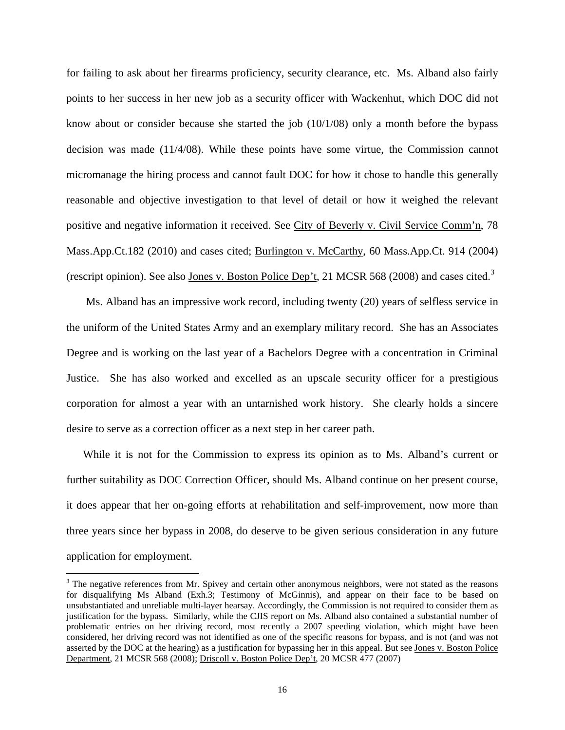for failing to ask about her firearms proficiency, security clearance, etc. Ms. Alband also fairly points to her success in her new job as a security officer with Wackenhut, which DOC did not know about or consider because she started the job (10/1/08) only a month before the bypass decision was made (11/4/08). While these points have some virtue, the Commission cannot micromanage the hiring process and cannot fault DOC for how it chose to handle this generally reasonable and objective investigation to that level of detail or how it weighed the relevant positive and negative information it received. See City of Beverly v. Civil Service Comm'n, 78 Mass.App.Ct.182 (2010) and cases cited; Burlington v. McCarthy, 60 Mass.App.Ct. 914 (2004) (rescript opinion). See also Jones v. Boston Police Dep't, 21 MCSR 568 (2008) and cases cited.[3]

Ms. Alband has an impressive work record, including twenty (20) years of selfless service in the uniform of the United States Army and an exemplary military record. She has an Associates Degree and is working on the last year of a Bachelors Degree with a concentration in Criminal Justice. She has also worked and excelled as an upscale security officer for a prestigious corporation for almost a year with an untarnished work history. She clearly holds a sincere desire to serve as a correction officer as a next step in her career path.

While it is not for the Commission to express its opinion as to Ms. Alband's current or further suitability as DOC Correction Officer, should Ms. Alband continue on her present course, it does appear that her on-going efforts at rehabilitation and self-improvement, now more than three years since her bypass in 2008, do deserve to be given serious consideration in any future application for employment.

---

[3] The negative references from Mr. Spivey and certain other anonymous neighbors, were not stated as the reasons for disqualifying Ms Alband (Exh.3; Testimony of McGinnis), and appear on their face to be based on unsubstantiated and unreliable multi-layer hearsay. Accordingly, the Commission is not required to consider them as justification for the bypass. Similarly, while the CJIS report on Ms. Alband also contained a substantial number of problematic entries on her driving record, most recently a 2007 speeding violation, which might have been considered, her driving record was not identified as one of the specific reasons for bypass, and is not (and was not asserted by the DOC at the hearing) as a justification for bypassing her in this appeal. But see Jones v. Boston Police Department, 21 MCSR 568 (2008); Driscoll v. Boston Police Dep't, 20 MCSR 477 (2007)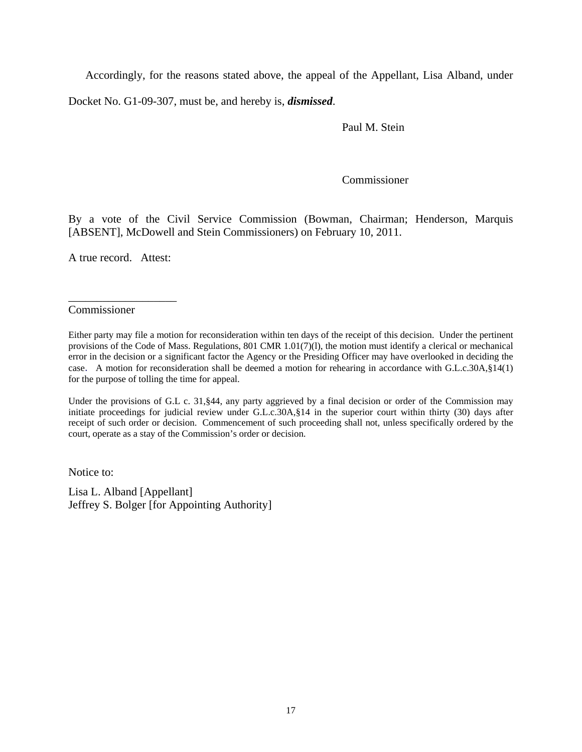Accordingly, for the reasons stated above, the appeal of the Appellant, Lisa Alband, under Docket No. G1-09-307, must be, and hereby is, ***dismissed***.

Paul M. Stein

Commissioner

By a vote of the Civil Service Commission (Bowman, Chairman; Henderson, Marquis [ABSENT], McDowell and Stein Commissioners) on February 10, 2011.

A true record. Attest:

___________________

Commissioner

Either party may file a motion for reconsideration within ten days of the receipt of this decision. Under the pertinent provisions of the Code of Mass. Regulations, 801 CMR 1.01(7)(l), the motion must identify a clerical or mechanical error in the decision or a significant factor the Agency or the Presiding Officer may have overlooked in deciding the case. A motion for reconsideration shall be deemed a motion for rehearing in accordance with G.L.c.30A,§14(1) for the purpose of tolling the time for appeal.

Under the provisions of G.L c. 31,§44, any party aggrieved by a final decision or order of the Commission may initiate proceedings for judicial review under G.L.c.30A,§14 in the superior court within thirty (30) days after receipt of such order or decision. Commencement of such proceeding shall not, unless specifically ordered by the court, operate as a stay of the Commission's order or decision.

Notice to:

Lisa L. Alband [Appellant]
Jeffrey S. Bolger [for Appointing Authority]